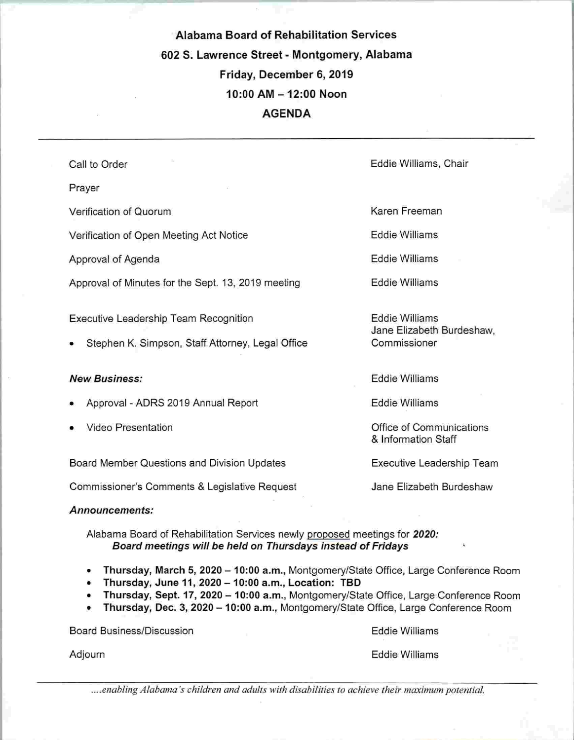# Alabama Board of Rehabilitation Services

**602 S. Lawrence Street - Montgomery, Alabama**

**Friday, December 6, 2019**

**10:00 AM – 12:00 Noon**

## AGENDA

---

| Item | Presenter |
|---|---|
| Call to Order | Eddie Williams, Chair |
| Prayer | |
| Verification of Quorum | Karen Freeman |
| Verification of Open Meeting Act Notice | Eddie Williams |
| Approval of Agenda | Eddie Williams |
| Approval of Minutes for the Sept. 13, 2019 meeting | Eddie Williams |
| Executive Leadership Team Recognition<br>• Stephen K. Simpson, Staff Attorney, Legal Office | Eddie Williams<br>Jane Elizabeth Burdeshaw, Commissioner |
| ***New Business:*** | Eddie Williams |
| • Approval - ADRS 2019 Annual Report | Eddie Williams |
| • Video Presentation | Office of Communications & Information Staff |
| Board Member Questions and Division Updates | Executive Leadership Team |
| Commissioner's Comments & Legislative Request | Jane Elizabeth Burdeshaw |

***Announcements:***

Alabama Board of Rehabilitation Services newly proposed meetings for ***2020:***
***Board meetings will be held on Thursdays instead of Fridays***

- **Thursday, March 5, 2020 – 10:00 a.m.,** Montgomery/State Office, Large Conference Room
- **Thursday, June 11, 2020 – 10:00 a.m., Location: TBD**
- **Thursday, Sept. 17, 2020 – 10:00 a.m.,** Montgomery/State Office, Large Conference Room
- **Thursday, Dec. 3, 2020 – 10:00 a.m.,** Montgomery/State Office, Large Conference Room

| Item | Presenter |
|---|---|
| Board Business/Discussion | Eddie Williams |
| Adjourn | Eddie Williams |

---

*....enabling Alabama's children and adults with disabilities to achieve their maximum potential.*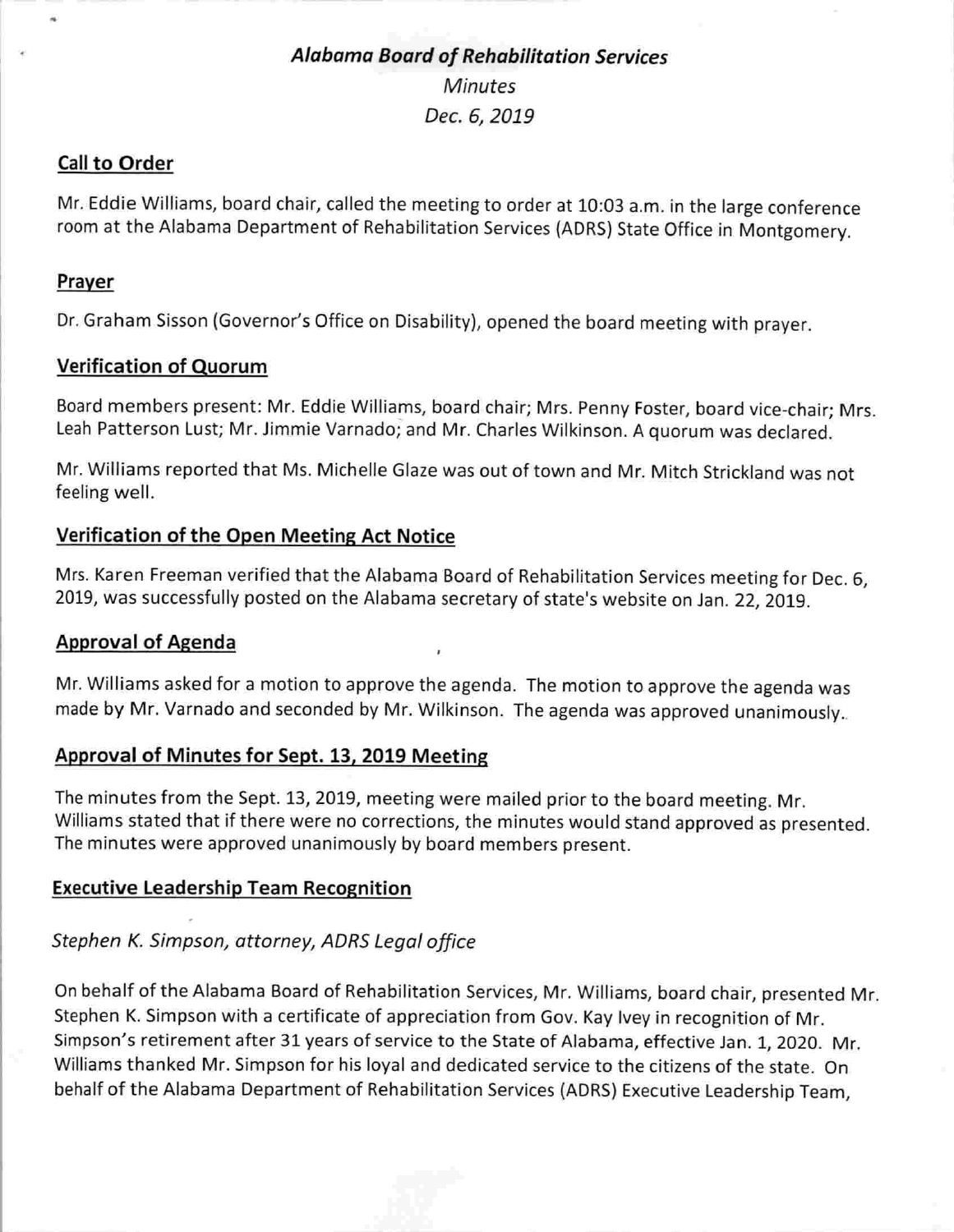# *Alabama Board of Rehabilitation Services*

*Minutes*

*Dec. 6, 2019*

## Call to Order

Mr. Eddie Williams, board chair, called the meeting to order at 10:03 a.m. in the large conference room at the Alabama Department of Rehabilitation Services (ADRS) State Office in Montgomery.

## Prayer

Dr. Graham Sisson (Governor's Office on Disability), opened the board meeting with prayer.

## Verification of Quorum

Board members present: Mr. Eddie Williams, board chair; Mrs. Penny Foster, board vice-chair; Mrs. Leah Patterson Lust; Mr. Jimmie Varnado; and Mr. Charles Wilkinson. A quorum was declared.

Mr. Williams reported that Ms. Michelle Glaze was out of town and Mr. Mitch Strickland was not feeling well.

## Verification of the Open Meeting Act Notice

Mrs. Karen Freeman verified that the Alabama Board of Rehabilitation Services meeting for Dec. 6, 2019, was successfully posted on the Alabama secretary of state's website on Jan. 22, 2019.

## Approval of Agenda

Mr. Williams asked for a motion to approve the agenda. The motion to approve the agenda was made by Mr. Varnado and seconded by Mr. Wilkinson. The agenda was approved unanimously.

## Approval of Minutes for Sept. 13, 2019 Meeting

The minutes from the Sept. 13, 2019, meeting were mailed prior to the board meeting. Mr. Williams stated that if there were no corrections, the minutes would stand approved as presented. The minutes were approved unanimously by board members present.

## Executive Leadership Team Recognition

*Stephen K. Simpson, attorney, ADRS Legal office*

On behalf of the Alabama Board of Rehabilitation Services, Mr. Williams, board chair, presented Mr. Stephen K. Simpson with a certificate of appreciation from Gov. Kay Ivey in recognition of Mr. Simpson's retirement after 31 years of service to the State of Alabama, effective Jan. 1, 2020. Mr. Williams thanked Mr. Simpson for his loyal and dedicated service to the citizens of the state. On behalf of the Alabama Department of Rehabilitation Services (ADRS) Executive Leadership Team,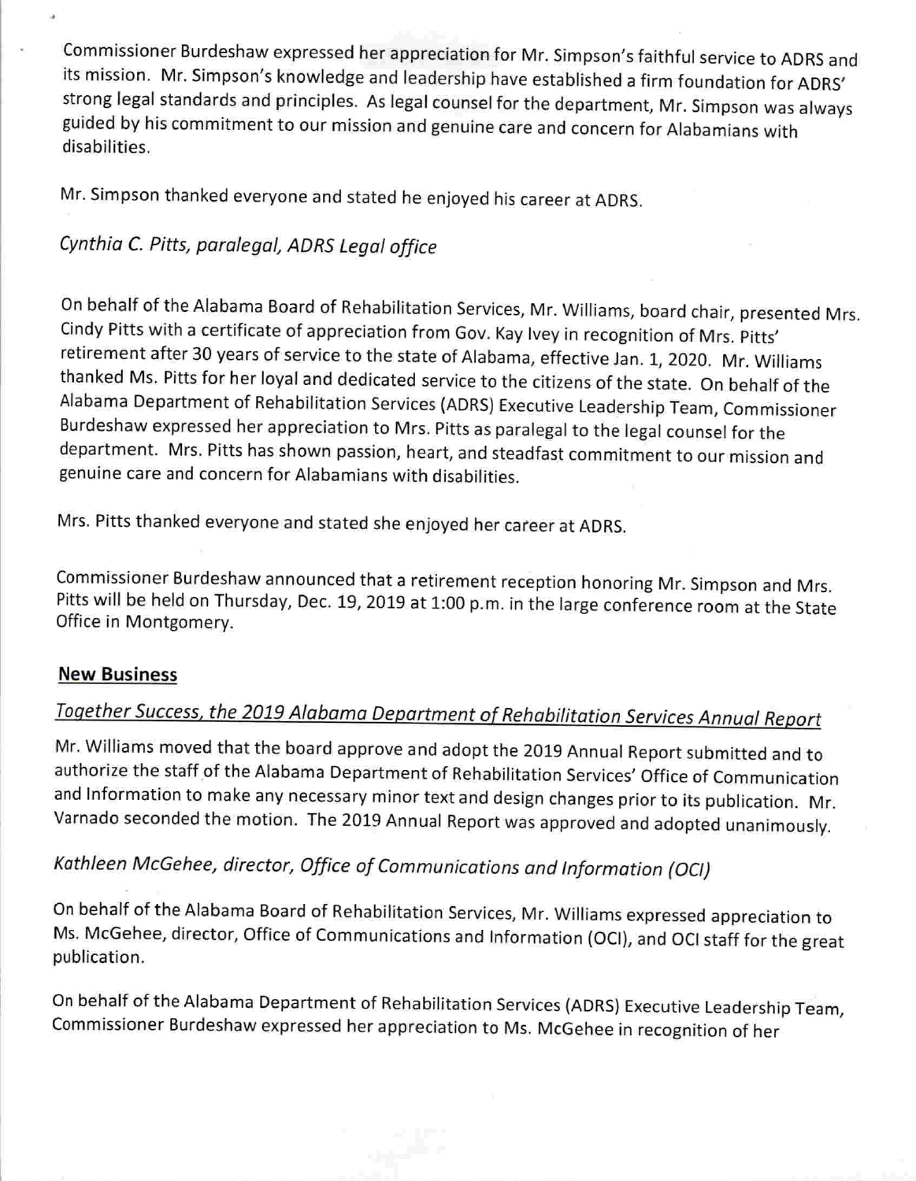Commissioner Burdeshaw expressed her appreciation for Mr. Simpson's faithful service to ADRS and its mission. Mr. Simpson's knowledge and leadership have established a firm foundation for ADRS' strong legal standards and principles. As legal counsel for the department, Mr. Simpson was always guided by his commitment to our mission and genuine care and concern for Alabamians with disabilities.

Mr. Simpson thanked everyone and stated he enjoyed his career at ADRS.

*Cynthia C. Pitts, paralegal, ADRS Legal office*

On behalf of the Alabama Board of Rehabilitation Services, Mr. Williams, board chair, presented Mrs. Cindy Pitts with a certificate of appreciation from Gov. Kay Ivey in recognition of Mrs. Pitts' retirement after 30 years of service to the state of Alabama, effective Jan. 1, 2020. Mr. Williams thanked Ms. Pitts for her loyal and dedicated service to the citizens of the state. On behalf of the Alabama Department of Rehabilitation Services (ADRS) Executive Leadership Team, Commissioner Burdeshaw expressed her appreciation to Mrs. Pitts as paralegal to the legal counsel for the department. Mrs. Pitts has shown passion, heart, and steadfast commitment to our mission and genuine care and concern for Alabamians with disabilities.

Mrs. Pitts thanked everyone and stated she enjoyed her career at ADRS.

Commissioner Burdeshaw announced that a retirement reception honoring Mr. Simpson and Mrs. Pitts will be held on Thursday, Dec. 19, 2019 at 1:00 p.m. in the large conference room at the State Office in Montgomery.

## New Business

*Together Success, the 2019 Alabama Department of Rehabilitation Services Annual Report*

Mr. Williams moved that the board approve and adopt the 2019 Annual Report submitted and to authorize the staff of the Alabama Department of Rehabilitation Services' Office of Communication and Information to make any necessary minor text and design changes prior to its publication. Mr. Varnado seconded the motion. The 2019 Annual Report was approved and adopted unanimously.

*Kathleen McGehee, director, Office of Communications and Information (OCI)*

On behalf of the Alabama Board of Rehabilitation Services, Mr. Williams expressed appreciation to Ms. McGehee, director, Office of Communications and Information (OCI), and OCI staff for the great publication.

On behalf of the Alabama Department of Rehabilitation Services (ADRS) Executive Leadership Team, Commissioner Burdeshaw expressed her appreciation to Ms. McGehee in recognition of her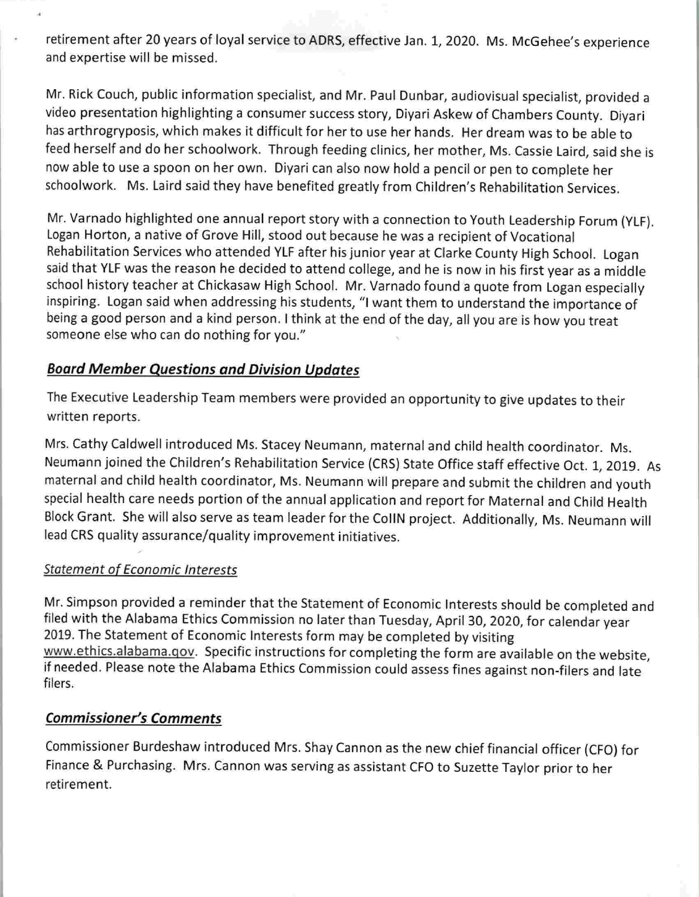retirement after 20 years of loyal service to ADRS, effective Jan. 1, 2020. Ms. McGehee's experience and expertise will be missed.

Mr. Rick Couch, public information specialist, and Mr. Paul Dunbar, audiovisual specialist, provided a video presentation highlighting a consumer success story, Diyari Askew of Chambers County. Diyari has arthrogryposis, which makes it difficult for her to use her hands. Her dream was to be able to feed herself and do her schoolwork. Through feeding clinics, her mother, Ms. Cassie Laird, said she is now able to use a spoon on her own. Diyari can also now hold a pencil or pen to complete her schoolwork. Ms. Laird said they have benefited greatly from Children's Rehabilitation Services.

Mr. Varnado highlighted one annual report story with a connection to Youth Leadership Forum (YLF). Logan Horton, a native of Grove Hill, stood out because he was a recipient of Vocational Rehabilitation Services who attended YLF after his junior year at Clarke County High School. Logan said that YLF was the reason he decided to attend college, and he is now in his first year as a middle school history teacher at Chickasaw High School. Mr. Varnado found a quote from Logan especially inspiring. Logan said when addressing his students, "I want them to understand the importance of being a good person and a kind person. I think at the end of the day, all you are is how you treat someone else who can do nothing for you."

## ***Board Member Questions and Division Updates***

The Executive Leadership Team members were provided an opportunity to give updates to their written reports.

Mrs. Cathy Caldwell introduced Ms. Stacey Neumann, maternal and child health coordinator. Ms. Neumann joined the Children's Rehabilitation Service (CRS) State Office staff effective Oct. 1, 2019. As maternal and child health coordinator, Ms. Neumann will prepare and submit the children and youth special health care needs portion of the annual application and report for Maternal and Child Health Block Grant. She will also serve as team leader for the CoIIN project. Additionally, Ms. Neumann will lead CRS quality assurance/quality improvement initiatives.

### *Statement of Economic Interests*

Mr. Simpson provided a reminder that the Statement of Economic Interests should be completed and filed with the Alabama Ethics Commission no later than Tuesday, April 30, 2020, for calendar year 2019. The Statement of Economic Interests form may be completed by visiting www.ethics.alabama.gov. Specific instructions for completing the form are available on the website, if needed. Please note the Alabama Ethics Commission could assess fines against non-filers and late filers.

## ***Commissioner's Comments***

Commissioner Burdeshaw introduced Mrs. Shay Cannon as the new chief financial officer (CFO) for Finance & Purchasing. Mrs. Cannon was serving as assistant CFO to Suzette Taylor prior to her retirement.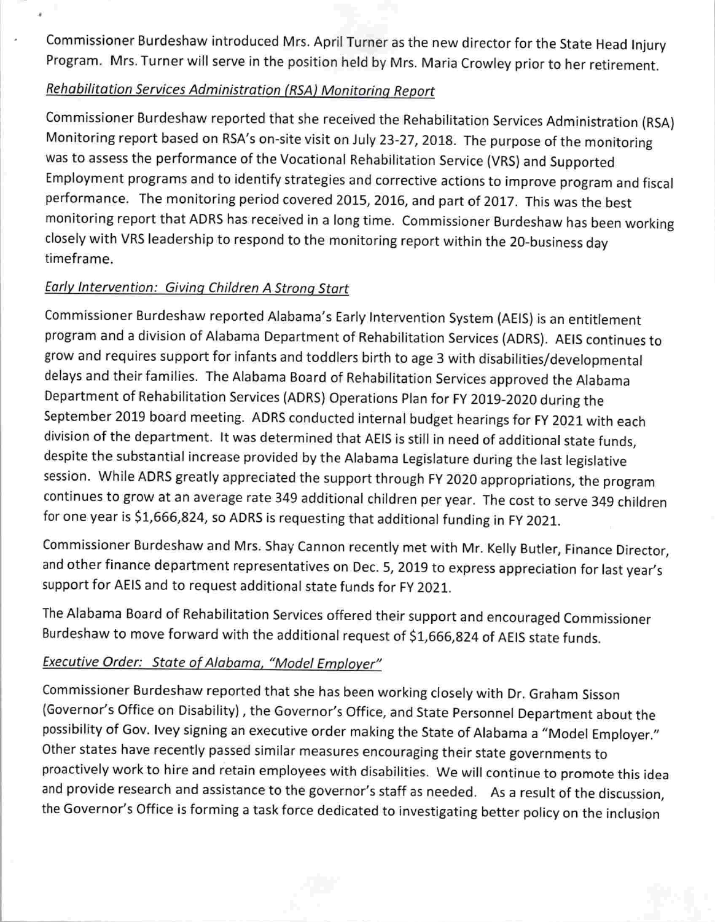Commissioner Burdeshaw introduced Mrs. April Turner as the new director for the State Head Injury Program. Mrs. Turner will serve in the position held by Mrs. Maria Crowley prior to her retirement.

*Rehabilitation Services Administration (RSA) Monitoring Report*

Commissioner Burdeshaw reported that she received the Rehabilitation Services Administration (RSA) Monitoring report based on RSA's on-site visit on July 23-27, 2018. The purpose of the monitoring was to assess the performance of the Vocational Rehabilitation Service (VRS) and Supported Employment programs and to identify strategies and corrective actions to improve program and fiscal performance. The monitoring period covered 2015, 2016, and part of 2017. This was the best monitoring report that ADRS has received in a long time. Commissioner Burdeshaw has been working closely with VRS leadership to respond to the monitoring report within the 20-business day timeframe.

*Early Intervention: Giving Children A Strong Start*

Commissioner Burdeshaw reported Alabama's Early Intervention System (AEIS) is an entitlement program and a division of Alabama Department of Rehabilitation Services (ADRS). AEIS continues to grow and requires support for infants and toddlers birth to age 3 with disabilities/developmental delays and their families. The Alabama Board of Rehabilitation Services approved the Alabama Department of Rehabilitation Services (ADRS) Operations Plan for FY 2019-2020 during the September 2019 board meeting. ADRS conducted internal budget hearings for FY 2021 with each division of the department. It was determined that AEIS is still in need of additional state funds, despite the substantial increase provided by the Alabama Legislature during the last legislative session. While ADRS greatly appreciated the support through FY 2020 appropriations, the program continues to grow at an average rate 349 additional children per year. The cost to serve 349 children for one year is $1,666,824, so ADRS is requesting that additional funding in FY 2021.

Commissioner Burdeshaw and Mrs. Shay Cannon recently met with Mr. Kelly Butler, Finance Director, and other finance department representatives on Dec. 5, 2019 to express appreciation for last year's support for AEIS and to request additional state funds for FY 2021.

The Alabama Board of Rehabilitation Services offered their support and encouraged Commissioner Burdeshaw to move forward with the additional request of $1,666,824 of AEIS state funds.

*Executive Order: State of Alabama, "Model Employer"*

Commissioner Burdeshaw reported that she has been working closely with Dr. Graham Sisson (Governor's Office on Disability) , the Governor's Office, and State Personnel Department about the possibility of Gov. Ivey signing an executive order making the State of Alabama a "Model Employer." Other states have recently passed similar measures encouraging their state governments to proactively work to hire and retain employees with disabilities. We will continue to promote this idea and provide research and assistance to the governor's staff as needed. As a result of the discussion, the Governor's Office is forming a task force dedicated to investigating better policy on the inclusion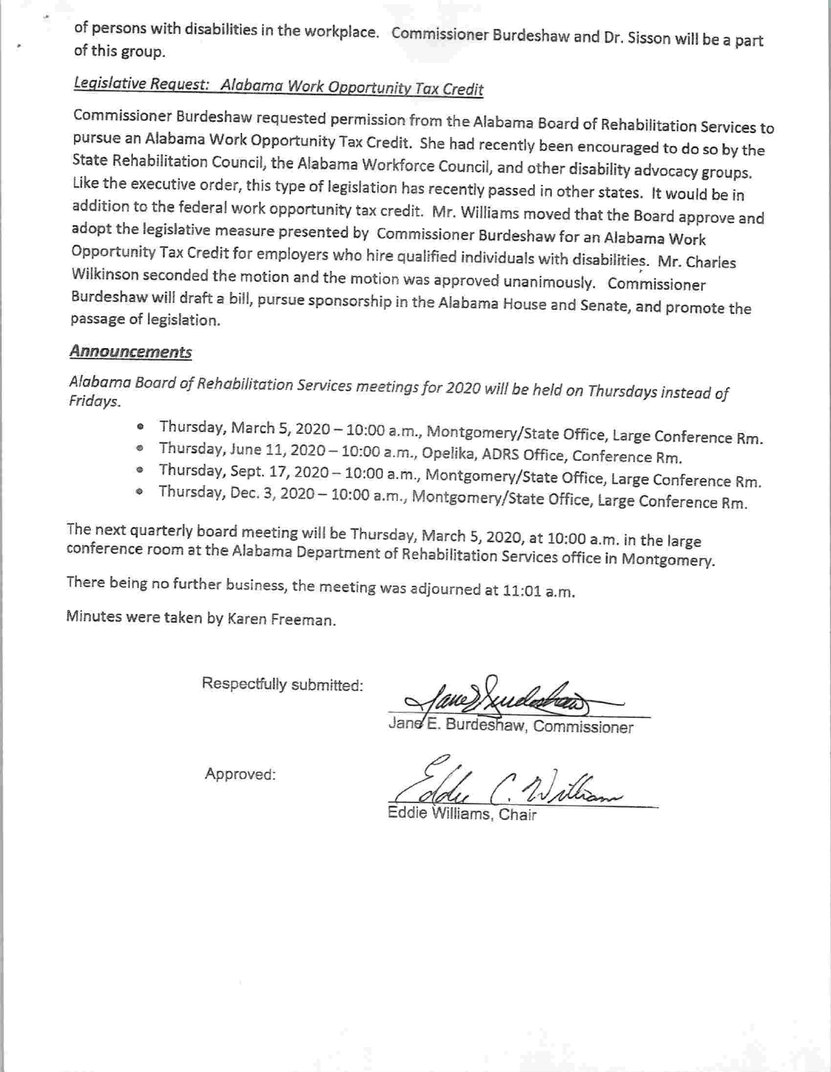of persons with disabilities in the workplace. Commissioner Burdeshaw and Dr. Sisson will be a part of this group.

*Legislative Request: Alabama Work Opportunity Tax Credit*

Commissioner Burdeshaw requested permission from the Alabama Board of Rehabilitation Services to pursue an Alabama Work Opportunity Tax Credit. She had recently been encouraged to do so by the State Rehabilitation Council, the Alabama Workforce Council, and other disability advocacy groups. Like the executive order, this type of legislation has recently passed in other states. It would be in addition to the federal work opportunity tax credit. Mr. Williams moved that the Board approve and adopt the legislative measure presented by Commissioner Burdeshaw for an Alabama Work Opportunity Tax Credit for employers who hire qualified individuals with disabilities. Mr. Charles Wilkinson seconded the motion and the motion was approved unanimously. Commissioner Burdeshaw will draft a bill, pursue sponsorship in the Alabama House and Senate, and promote the passage of legislation.

***Announcements***

*Alabama Board of Rehabilitation Services meetings for 2020 will be held on Thursdays instead of Fridays.*

- Thursday, March 5, 2020 – 10:00 a.m., Montgomery/State Office, Large Conference Rm.
- Thursday, June 11, 2020 – 10:00 a.m., Opelika, ADRS Office, Conference Rm.
- Thursday, Sept. 17, 2020 – 10:00 a.m., Montgomery/State Office, Large Conference Rm.
- Thursday, Dec. 3, 2020 – 10:00 a.m., Montgomery/State Office, Large Conference Rm.

The next quarterly board meeting will be Thursday, March 5, 2020, at 10:00 a.m. in the large conference room at the Alabama Department of Rehabilitation Services office in Montgomery.

There being no further business, the meeting was adjourned at 11:01 a.m.

Minutes were taken by Karen Freeman.

Respectfully submitted:

Jane E. Burdeshaw, Commissioner

Approved:

Eddie Williams, Chair